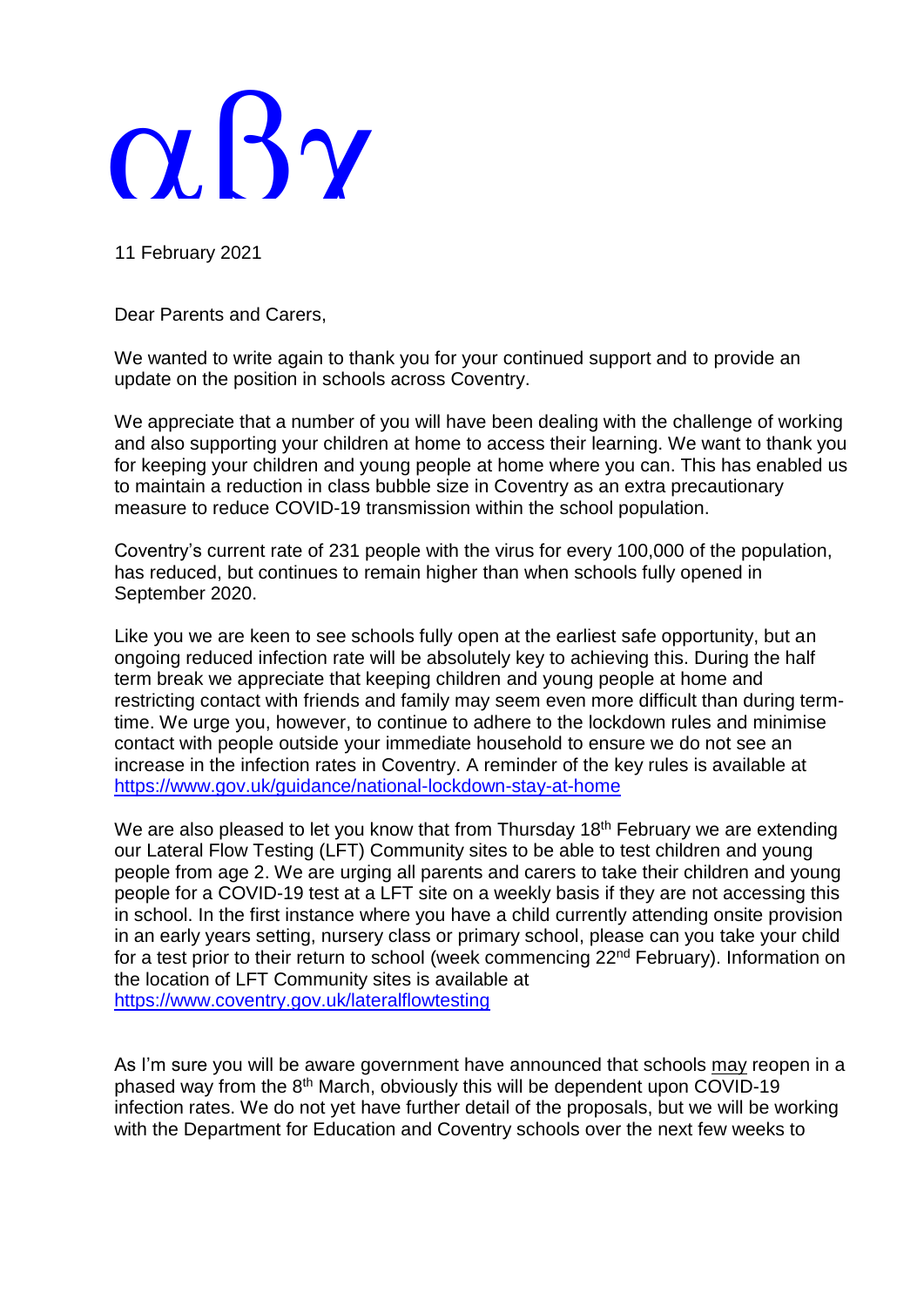αβγ

11 February 2021

Dear Parents and Carers,

We wanted to write again to thank you for your continued support and to provide an update on the position in schools across Coventry.

We appreciate that a number of you will have been dealing with the challenge of working and also supporting your children at home to access their learning. We want to thank you for keeping your children and young people at home where you can. This has enabled us to maintain a reduction in class bubble size in Coventry as an extra precautionary measure to reduce COVID-19 transmission within the school population.

Coventry's current rate of 231 people with the virus for every 100,000 of the population, has reduced, but continues to remain higher than when schools fully opened in September 2020.

Like you we are keen to see schools fully open at the earliest safe opportunity, but an ongoing reduced infection rate will be absolutely key to achieving this. During the half term break we appreciate that keeping children and young people at home and restricting contact with friends and family may seem even more difficult than during term-time. We urge you, however, to continue to adhere to the lockdown rules and minimise contact with people outside your immediate household to ensure we do not see an increase in the infection rates in Coventry. A reminder of the key rules is available at https://www.gov.uk/guidance/national-lockdown-stay-at-home

We are also pleased to let you know that from Thursday 18th February we are extending our Lateral Flow Testing (LFT) Community sites to be able to test children and young people from age 2. We are urging all parents and carers to take their children and young people for a COVID-19 test at a LFT site on a weekly basis if they are not accessing this in school. In the first instance where you have a child currently attending onsite provision in an early years setting, nursery class or primary school, please can you take your child for a test prior to their return to school (week commencing 22nd February). Information on the location of LFT Community sites is available at https://www.coventry.gov.uk/lateralflowtesting

As I'm sure you will be aware government have announced that schools may reopen in a phased way from the 8th March, obviously this will be dependent upon COVID-19 infection rates. We do not yet have further detail of the proposals, but we will be working with the Department for Education and Coventry schools over the next few weeks to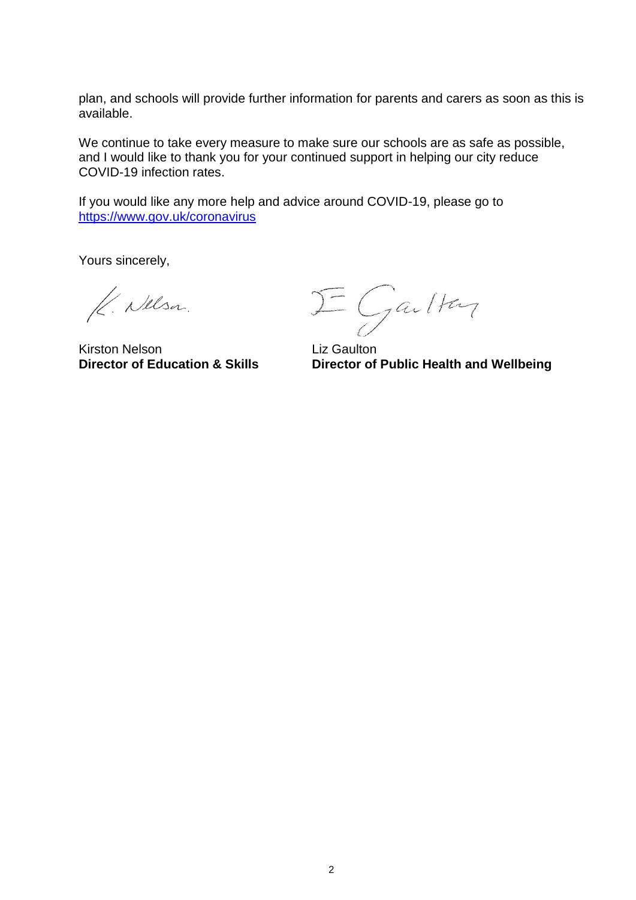plan, and schools will provide further information for parents and carers as soon as this is available.

We continue to take every measure to make sure our schools are as safe as possible, and I would like to thank you for your continued support in helping our city reduce COVID-19 infection rates.

If you would like any more help and advice around COVID-19, please go to https://www.gov.uk/coronavirus

Yours sincerely,

Kirston Nelson
**Director of Education & Skills**

Liz Gaulton
**Director of Public Health and Wellbeing**